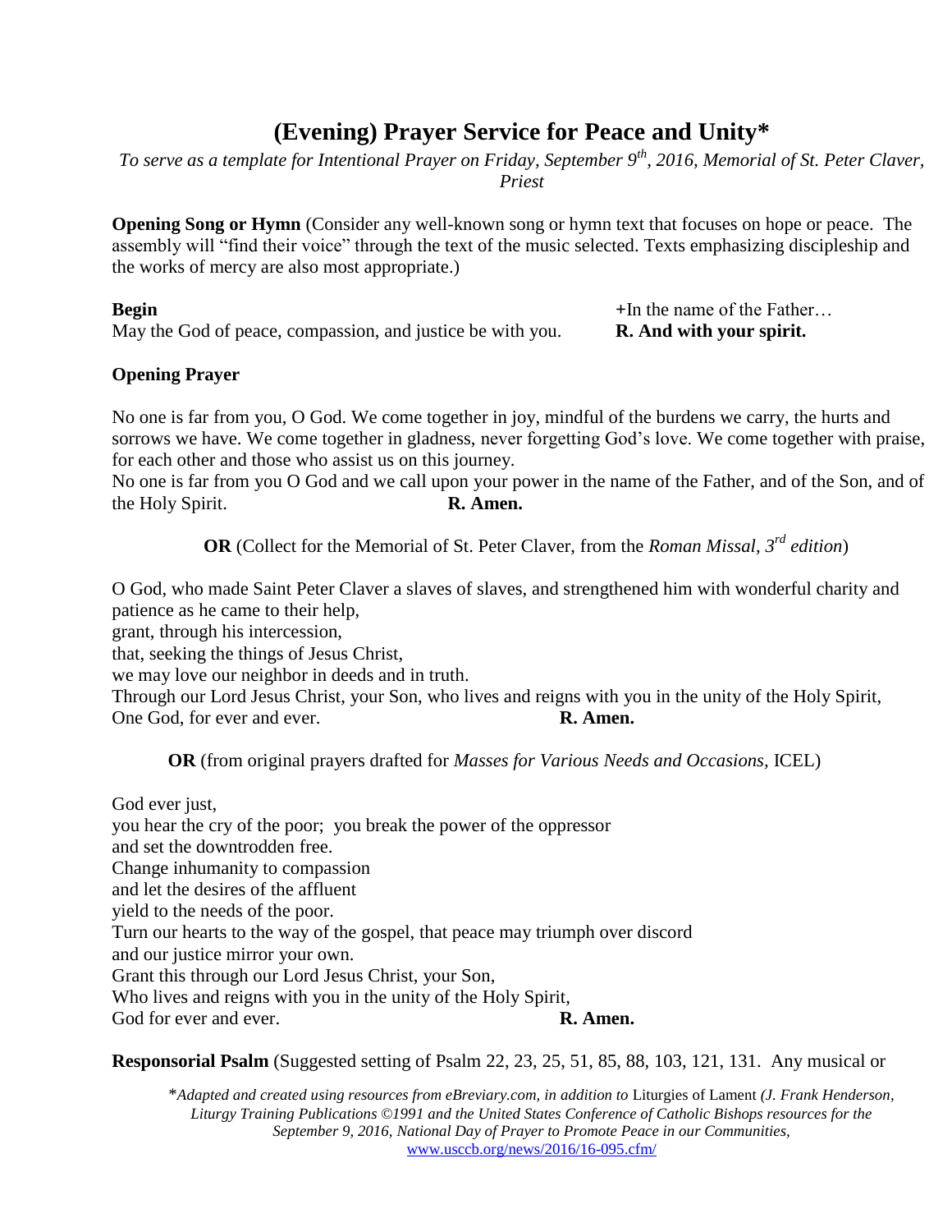# (Evening) Prayer Service for Peace and Unity*

*To serve as a template for Intentional Prayer on Friday, September 9th, 2016, Memorial of St. Peter Claver, Priest*

**Opening Song or Hymn** (Consider any well-known song or hymn text that focuses on hope or peace. The assembly will "find their voice" through the text of the music selected. Texts emphasizing discipleship and the works of mercy are also most appropriate.)

**Begin** +In the name of the Father…

May the God of peace, compassion, and justice be with you. **R. And with your spirit.**

**Opening Prayer**

No one is far from you, O God. We come together in joy, mindful of the burdens we carry, the hurts and sorrows we have. We come together in gladness, never forgetting God's love. We come together with praise, for each other and those who assist us on this journey.
No one is far from you O God and we call upon your power in the name of the Father, and of the Son, and of the Holy Spirit. **R. Amen.**

**OR** (Collect for the Memorial of St. Peter Claver, from the *Roman Missal, 3rd edition*)

O God, who made Saint Peter Claver a slaves of slaves, and strengthened him with wonderful charity and patience as he came to their help,
grant, through his intercession,
that, seeking the things of Jesus Christ,
we may love our neighbor in deeds and in truth.
Through our Lord Jesus Christ, your Son, who lives and reigns with you in the unity of the Holy Spirit,
One God, for ever and ever. **R. Amen.**

**OR** (from original prayers drafted for *Masses for Various Needs and Occasions,* ICEL)

God ever just,
you hear the cry of the poor; you break the power of the oppressor
and set the downtrodden free.
Change inhumanity to compassion
and let the desires of the affluent
yield to the needs of the poor.
Turn our hearts to the way of the gospel, that peace may triumph over discord
and our justice mirror your own.
Grant this through our Lord Jesus Christ, your Son,
Who lives and reigns with you in the unity of the Holy Spirit,
God for ever and ever. **R. Amen.**

**Responsorial Psalm** (Suggested setting of Psalm 22, 23, 25, 51, 85, 88, 103, 121, 131. Any musical or

**Adapted and created using resources from eBreviary.com, in addition to* Liturgies of Lament *(J. Frank Henderson, Liturgy Training Publications ©1991 and the United States Conference of Catholic Bishops resources for the September 9, 2016, National Day of Prayer to Promote Peace in our Communities,* www.usccb.org/news/2016/16-095.cfm/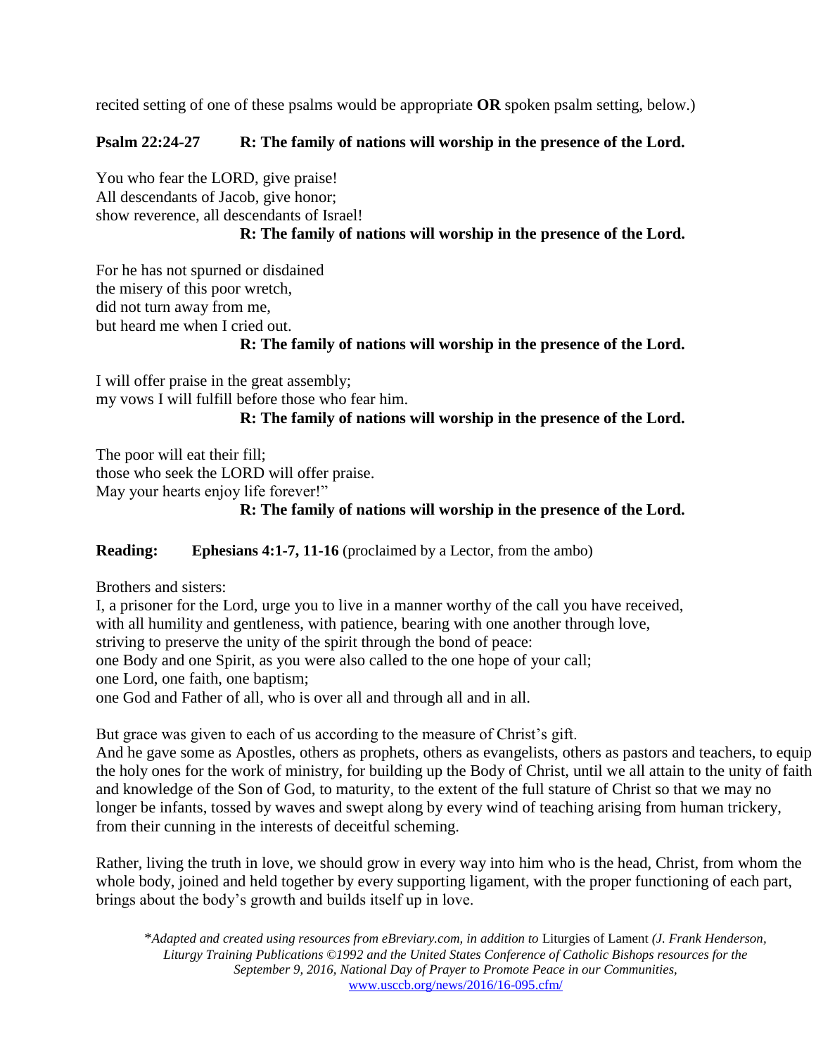recited setting of one of these psalms would be appropriate **OR** spoken psalm setting, below.)

**Psalm 22:24-27 R: The family of nations will worship in the presence of the Lord.**

You who fear the LORD, give praise!
All descendants of Jacob, give honor;
show reverence, all descendants of Israel!

**R: The family of nations will worship in the presence of the Lord.**

For he has not spurned or disdained
the misery of this poor wretch,
did not turn away from me,
but heard me when I cried out.

**R: The family of nations will worship in the presence of the Lord.**

I will offer praise in the great assembly;
my vows I will fulfill before those who fear him.

**R: The family of nations will worship in the presence of the Lord.**

The poor will eat their fill;
those who seek the LORD will offer praise.
May your hearts enjoy life forever!"

**R: The family of nations will worship in the presence of the Lord.**

**Reading: Ephesians 4:1-7, 11-16** (proclaimed by a Lector, from the ambo)

Brothers and sisters:
I, a prisoner for the Lord, urge you to live in a manner worthy of the call you have received,
with all humility and gentleness, with patience, bearing with one another through love,
striving to preserve the unity of the spirit through the bond of peace:
one Body and one Spirit, as you were also called to the one hope of your call;
one Lord, one faith, one baptism;
one God and Father of all, who is over all and through all and in all.

But grace was given to each of us according to the measure of Christ's gift.
And he gave some as Apostles, others as prophets, others as evangelists, others as pastors and teachers, to equip the holy ones for the work of ministry, for building up the Body of Christ, until we all attain to the unity of faith and knowledge of the Son of God, to maturity, to the extent of the full stature of Christ so that we may no longer be infants, tossed by waves and swept along by every wind of teaching arising from human trickery, from their cunning in the interests of deceitful scheming.

Rather, living the truth in love, we should grow in every way into him who is the head, Christ, from whom the whole body, joined and held together by every supporting ligament, with the proper functioning of each part, brings about the body's growth and builds itself up in love.

**Adapted and created using resources from eBreviary.com, in addition to* Liturgies of Lament *(J. Frank Henderson, Liturgy Training Publications ©1992 and the United States Conference of Catholic Bishops resources for the September 9, 2016, National Day of Prayer to Promote Peace in our Communities,* www.usccb.org/news/2016/16-095.cfm/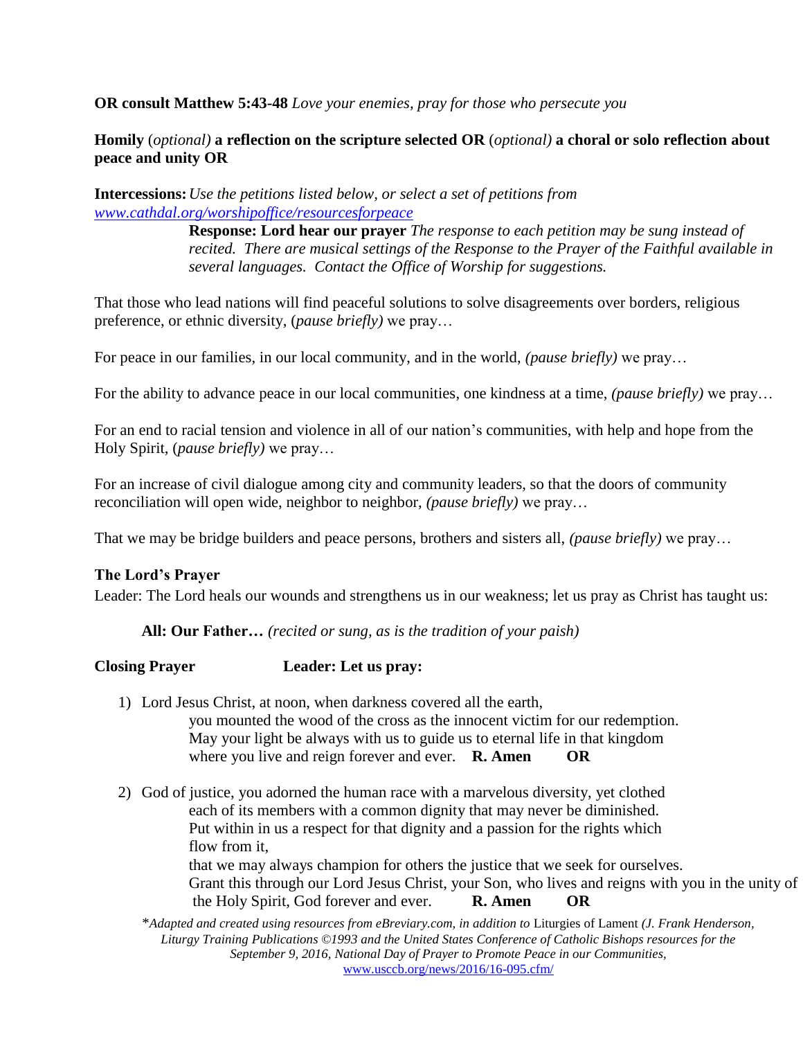**OR consult Matthew 5:43-48** *Love your enemies, pray for those who persecute you*

**Homily** (*optional)* **a reflection on the scripture selected OR** (*optional)* **a choral or solo reflection about peace and unity OR**

**Intercessions:** *Use the petitions listed below, or select a set of petitions from [www.cathdal.org/worshipoffice/resourcesforpeace](www.cathdal.org/worshipoffice/resourcesforpeace)*

> **Response: Lord hear our prayer** *The response to each petition may be sung instead of recited. There are musical settings of the Response to the Prayer of the Faithful available in several languages. Contact the Office of Worship for suggestions.*

That those who lead nations will find peaceful solutions to solve disagreements over borders, religious preference, or ethnic diversity, (*pause briefly)* we pray…

For peace in our families, in our local community, and in the world, *(pause briefly)* we pray…

For the ability to advance peace in our local communities, one kindness at a time, *(pause briefly)* we pray…

For an end to racial tension and violence in all of our nation's communities, with help and hope from the Holy Spirit, (*pause briefly)* we pray…

For an increase of civil dialogue among city and community leaders, so that the doors of community reconciliation will open wide, neighbor to neighbor, *(pause briefly)* we pray…

That we may be bridge builders and peace persons, brothers and sisters all, *(pause briefly)* we pray…

**The Lord's Prayer**

Leader: The Lord heals our wounds and strengthens us in our weakness; let us pray as Christ has taught us:

> **All: Our Father…** *(recited or sung, as is the tradition of your paish)*

**Closing Prayer** **Leader: Let us pray:**

1) Lord Jesus Christ, at noon, when darkness covered all the earth,
   you mounted the wood of the cross as the innocent victim for our redemption.
   May your light be always with us to guide us to eternal life in that kingdom
   where you live and reign forever and ever. **R. Amen** **OR**

2) God of justice, you adorned the human race with a marvelous diversity, yet clothed
   each of its members with a common dignity that may never be diminished.
   Put within in us a respect for that dignity and a passion for the rights which
   flow from it,
   that we may always champion for others the justice that we seek for ourselves.
   Grant this through our Lord Jesus Christ, your Son, who lives and reigns with you in the unity of
   the Holy Spirit, God forever and ever. **R. Amen** **OR**

*\*Adapted and created using resources from eBreviary.com, in addition to* Liturgies of Lament *(J. Frank Henderson, Liturgy Training Publications ©1993 and the United States Conference of Catholic Bishops resources for the September 9, 2016, National Day of Prayer to Promote Peace in our Communities,* [www.usccb.org/news/2016/16-095.cfm/](www.usccb.org/news/2016/16-095.cfm/)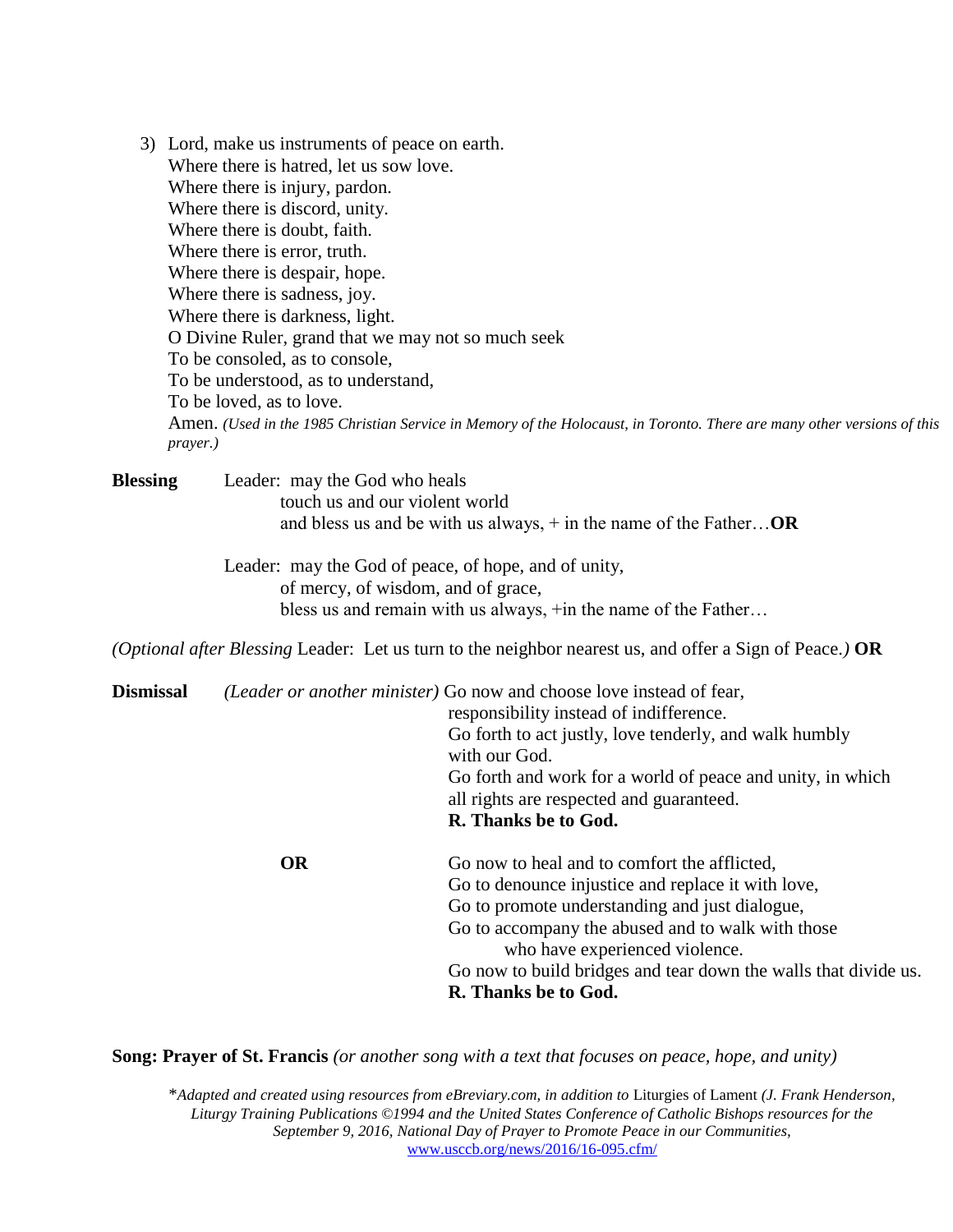3) Lord, make us instruments of peace on earth.
   Where there is hatred, let us sow love.
   Where there is injury, pardon.
   Where there is discord, unity.
   Where there is doubt, faith.
   Where there is error, truth.
   Where there is despair, hope.
   Where there is sadness, joy.
   Where there is darkness, light.
   O Divine Ruler, grand that we may not so much seek
   To be consoled, as to console,
   To be understood, as to understand,
   To be loved, as to love.
   Amen. *(Used in the 1985 Christian Service in Memory of the Holocaust, in Toronto. There are many other versions of this prayer.)*

**Blessing** Leader: may the God who heals
touch us and our violent world
and bless us and be with us always, + in the name of the Father…**OR**

Leader: may the God of peace, of hope, and of unity,
of mercy, of wisdom, and of grace,
bless us and remain with us always, +in the name of the Father…

*(Optional after Blessing* Leader: Let us turn to the neighbor nearest us, and offer a Sign of Peace.*)* **OR**

**Dismissal** *(Leader or another minister)* Go now and choose love instead of fear,
responsibility instead of indifference.
Go forth to act justly, love tenderly, and walk humbly
with our God.
Go forth and work for a world of peace and unity, in which
all rights are respected and guaranteed.
**R. Thanks be to God.**

**OR**

Go now to heal and to comfort the afflicted,
Go to denounce injustice and replace it with love,
Go to promote understanding and just dialogue,
Go to accompany the abused and to walk with those
who have experienced violence.
Go now to build bridges and tear down the walls that divide us.
**R. Thanks be to God.**

**Song: Prayer of St. Francis** *(or another song with a text that focuses on peace, hope, and unity)*

*\*Adapted and created using resources from eBreviary.com, in addition to* Liturgies of Lament *(J. Frank Henderson, Liturgy Training Publications ©1994 and the United States Conference of Catholic Bishops resources for the September 9, 2016, National Day of Prayer to Promote Peace in our Communities,* www.usccb.org/news/2016/16-095.cfm/